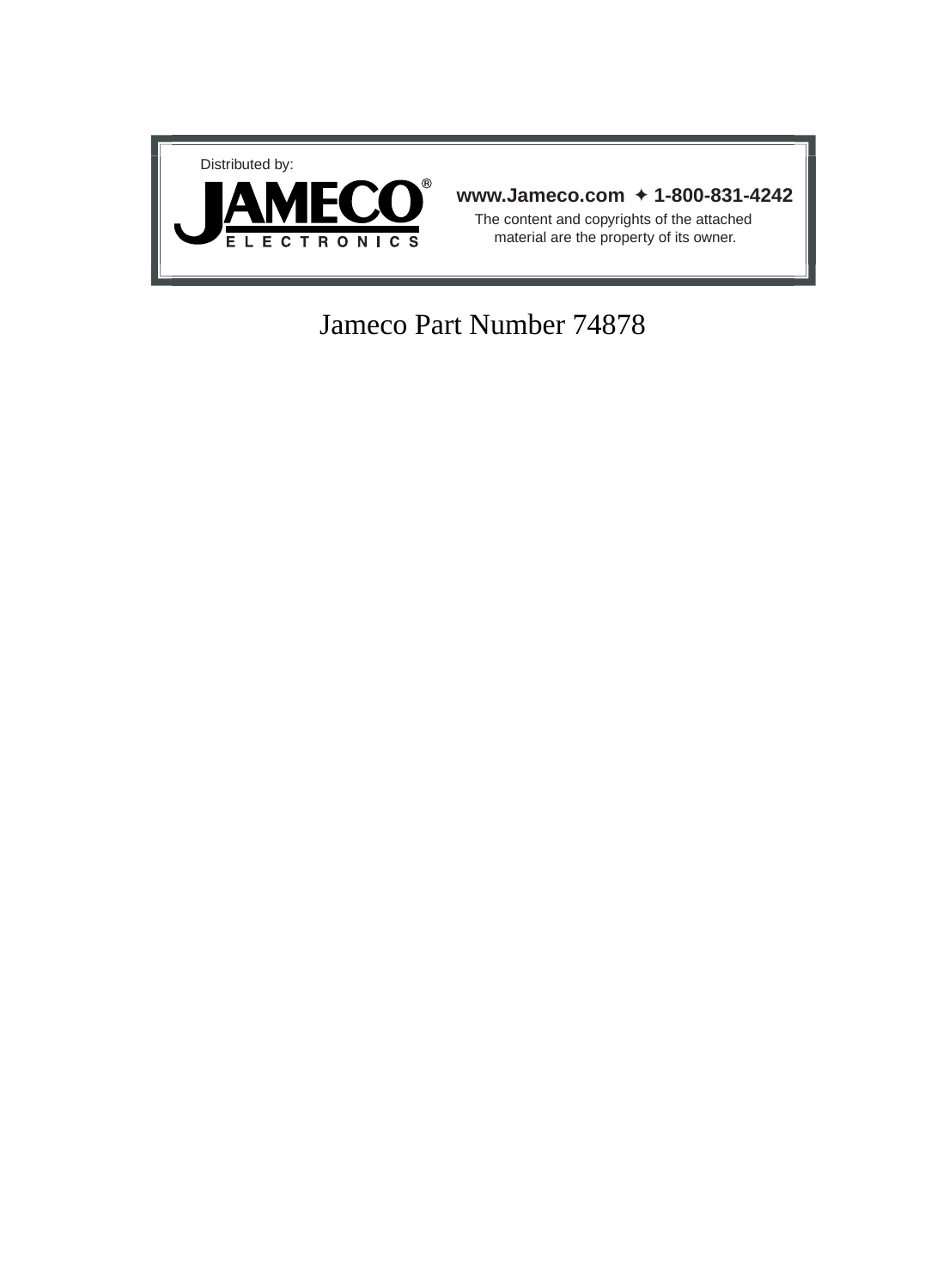Distributed by:

**JAMECO**®
ELECTRONICS

**www.Jameco.com ✦ 1-800-831-4242**

The content and copyrights of the attached material are the property of its owner.

Jameco Part Number 74878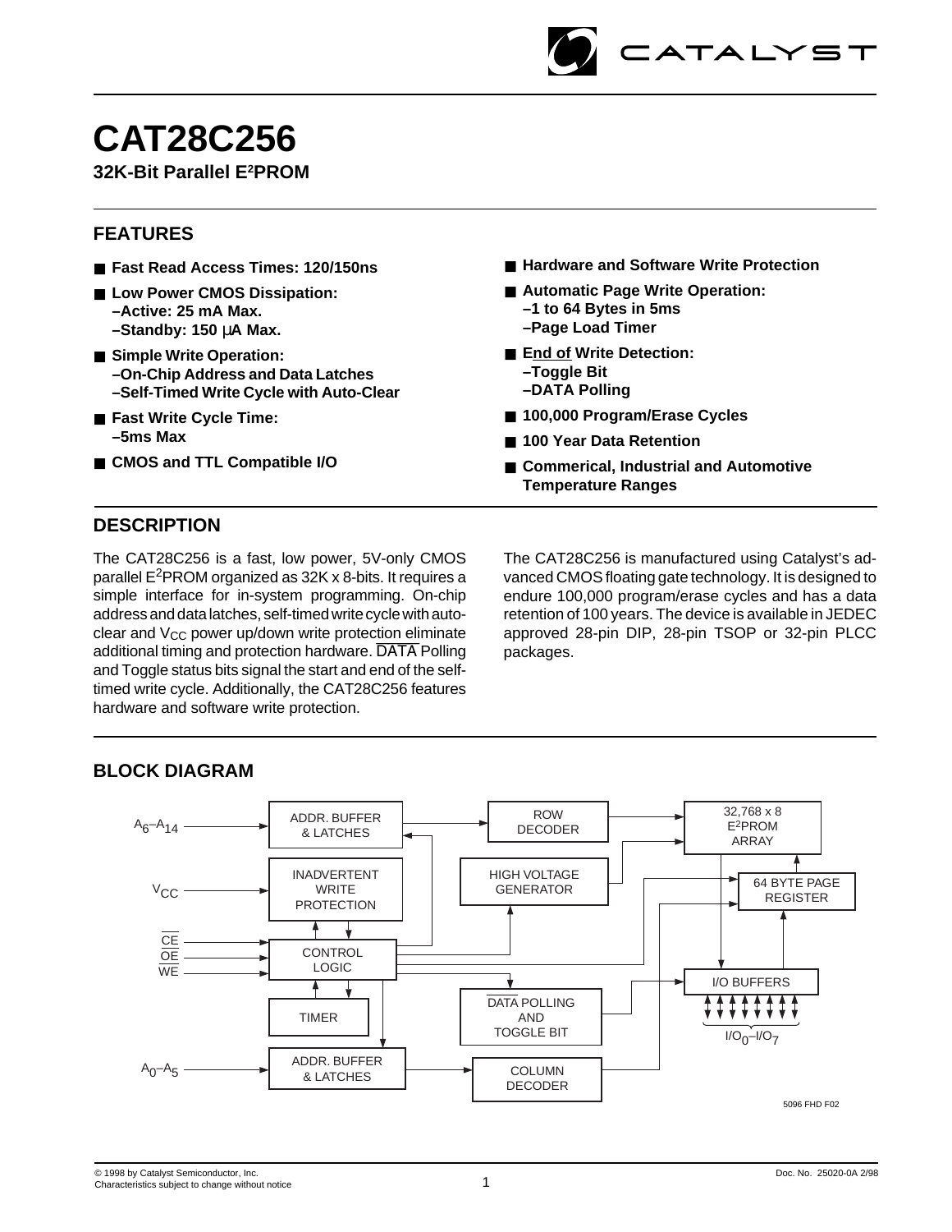# CAT28C256

**32K-Bit Parallel E²PROM**

## FEATURES

- **Fast Read Access Times: 120/150ns**
- **Low Power CMOS Dissipation:**
  - **–Active: 25 mA Max.**
  - **–Standby: 150 μA Max.**
- **Simple Write Operation:**
  - **–On-Chip Address and Data Latches**
  - **–Self-Timed Write Cycle with Auto-Clear**
- **Fast Write Cycle Time:**
  - **–5ms Max**
- **CMOS and TTL Compatible I/O**
- **Hardware and Software Write Protection**
- **Automatic Page Write Operation:**
  - **–1 to 64 Bytes in 5ms**
  - **–Page Load Timer**
- **End of Write Detection:**
  - **–Toggle Bit**
  - **–DATA Polling**
- **100,000 Program/Erase Cycles**
- **100 Year Data Retention**
- **Commerical, Industrial and Automotive Temperature Ranges**

## DESCRIPTION

The CAT28C256 is a fast, low power, 5V-only CMOS parallel E²PROM organized as 32K x 8-bits. It requires a simple interface for in-system programming. On-chip address and data latches, self-timed write cycle with auto-clear and $V_{CC}$ power up/down write protection eliminate additional timing and protection hardware. $\overline{\text{DATA}}$ Polling and Toggle status bits signal the start and end of the self-timed write cycle. Additionally, the CAT28C256 features hardware and software write protection.

The CAT28C256 is manufactured using Catalyst's advanced CMOS floating gate technology. It is designed to endure 100,000 program/erase cycles and has a data retention of 100 years. The device is available in JEDEC approved 28-pin DIP, 28-pin TSOP or 32-pin PLCC packages.

## BLOCK DIAGRAM

5096 FHD F02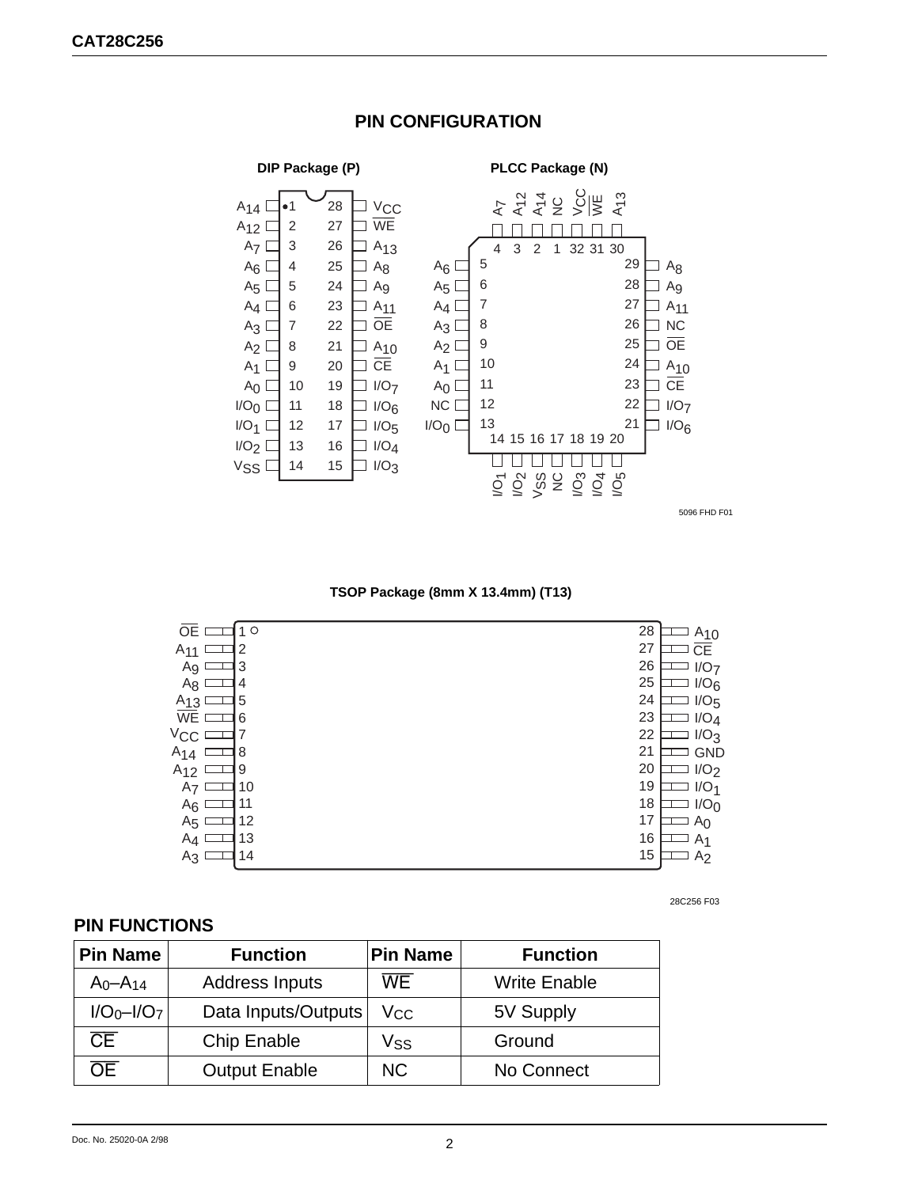## PIN CONFIGURATION

**DIP Package (P)**

| Pin | Name | Pin | Name |
|---|---|---|---|
| 1 | $A_{14}$ | 28 | $V_{CC}$ |
| 2 | $A_{12}$ | 27 | $\overline{WE}$ |
| 3 | $A_7$ | 26 | $A_{13}$ |
| 4 | $A_6$ | 25 | $A_8$ |
| 5 | $A_5$ | 24 | $A_9$ |
| 6 | $A_4$ | 23 | $A_{11}$ |
| 7 | $A_3$ | 22 | $\overline{OE}$ |
| 8 | $A_2$ | 21 | $A_{10}$ |
| 9 | $A_1$ | 20 | $\overline{CE}$ |
| 10 | $A_0$ | 19 | $I/O_7$ |
| 11 | $I/O_0$ | 18 | $I/O_6$ |
| 12 | $I/O_1$ | 17 | $I/O_5$ |
| 13 | $I/O_2$ | 16 | $I/O_4$ |
| 14 | $V_{SS}$ | 15 | $I/O_3$ |

**PLCC Package (N)**

| Pin | Name | Pin | Name |
|---|---|---|---|
| 1 | NC | 17 | NC |
| 2 | $A_{14}$ | 18 | $I/O_3$ |
| 3 | $A_{12}$ | 19 | $I/O_4$ |
| 4 | $A_7$ | 20 | $I/O_5$ |
| 5 | $A_6$ | 21 | $I/O_6$ |
| 6 | $A_5$ | 22 | $I/O_7$ |
| 7 | $A_4$ | 23 | $\overline{CE}$ |
| 8 | $A_3$ | 24 | $A_{10}$ |
| 9 | $A_2$ | 25 | $\overline{OE}$ |
| 10 | $A_1$ | 26 | NC |
| 11 | $A_0$ | 27 | $A_{11}$ |
| 12 | NC | 28 | $A_9$ |
| 13 | $I/O_0$ | 29 | $A_8$ |
| 14 | $I/O_1$ | 30 | $A_{13}$ |
| 15 | $I/O_2$ | 31 | $\overline{WE}$ |
| 16 | $V_{SS}$ | 32 | $V_{CC}$ |

5096 FHD F01

**TSOP Package (8mm X 13.4mm) (T13)**

| Pin | Name | Pin | Name |
|---|---|---|---|
| 1 | $\overline{OE}$ | 28 | $A_{10}$ |
| 2 | $A_{11}$ | 27 | $\overline{CE}$ |
| 3 | $A_9$ | 26 | $I/O_7$ |
| 4 | $A_8$ | 25 | $I/O_6$ |
| 5 | $A_{13}$ | 24 | $I/O_5$ |
| 6 | $\overline{WE}$ | 23 | $I/O_4$ |
| 7 | $V_{CC}$ | 22 | $I/O_3$ |
| 8 | $A_{14}$ | 21 | GND |
| 9 | $A_{12}$ | 20 | $I/O_2$ |
| 10 | $A_7$ | 19 | $I/O_1$ |
| 11 | $A_6$ | 18 | $I/O_0$ |
| 12 | $A_5$ | 17 | $A_0$ |
| 13 | $A_4$ | 16 | $A_1$ |
| 14 | $A_3$ | 15 | $A_2$ |

28C256 F03

## PIN FUNCTIONS

| Pin Name | Function | Pin Name | Function |
|---|---|---|---|
| $A_0$–$A_{14}$ | Address Inputs | $\overline{WE}$ | Write Enable |
| $I/O_0$–$I/O_7$ | Data Inputs/Outputs | $V_{CC}$ | 5V Supply |
| $\overline{CE}$ | Chip Enable | $V_{SS}$ | Ground |
| $\overline{OE}$ | Output Enable | NC | No Connect |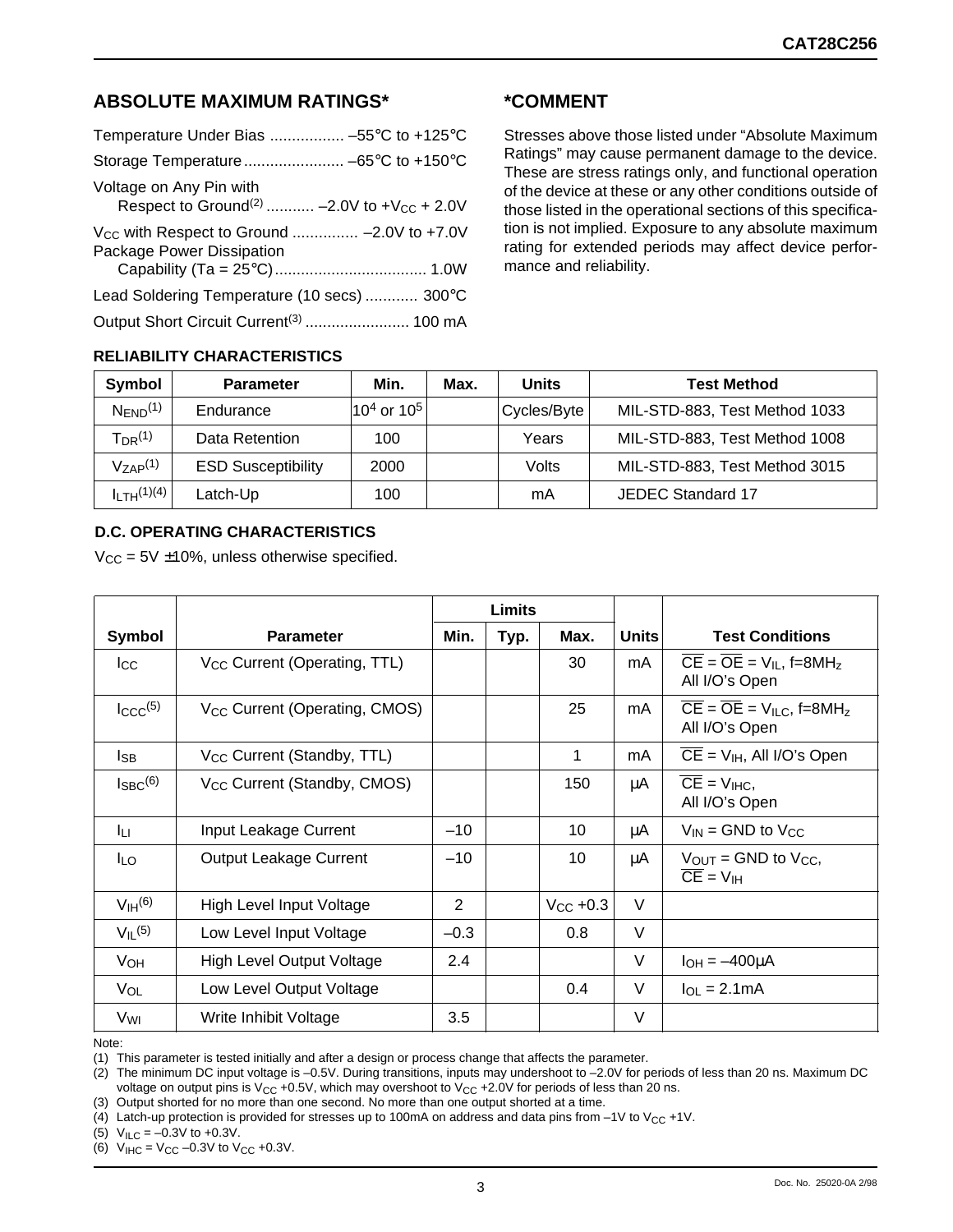## ABSOLUTE MAXIMUM RATINGS*

Temperature Under Bias ................. –55°C to +125°C

Storage Temperature....................... –65°C to +150°C

Voltage on Any Pin with
Respect to Ground(2) ........... –2.0V to $+V_{CC}$ + 2.0V

$V_{CC}$ with Respect to Ground ............... –2.0V to +7.0V

Package Power Dissipation
Capability (Ta = 25°C)................................... 1.0W

Lead Soldering Temperature (10 secs) ............ 300°C

Output Short Circuit Current(3) ........................ 100 mA

## *COMMENT

Stresses above those listed under “Absolute Maximum Ratings” may cause permanent damage to the device. These are stress ratings only, and functional operation of the device at these or any other conditions outside of those listed in the operational sections of this specification is not implied. Exposure to any absolute maximum rating for extended periods may affect device performance and reliability.

### RELIABILITY CHARACTERISTICS

| Symbol | Parameter | Min. | Max. | Units | Test Method |
|---|---|---|---|---|---|
| $N_{END}$(1) | Endurance | $10^4$ or $10^5$ | | Cycles/Byte | MIL-STD-883, Test Method 1033 |
| $T_{DR}$(1) | Data Retention | 100 | | Years | MIL-STD-883, Test Method 1008 |
| $V_{ZAP}$(1) | ESD Susceptibility | 2000 | | Volts | MIL-STD-883, Test Method 3015 |
| $I_{LTH}$(1)(4) | Latch-Up | 100 | | mA | JEDEC Standard 17 |

### D.C. OPERATING CHARACTERISTICS

$V_{CC}$ = 5V ±10%, unless otherwise specified.

| | | Limits | | | | |
|---|---|---|---|---|---|---|
| Symbol | Parameter | Min. | Typ. | Max. | Units | Test Conditions |
| $I_{CC}$ | $V_{CC}$ Current (Operating, TTL) | | | 30 | mA | $\overline{CE} = \overline{OE} = V_{IL}$, f=8MHz All I/O's Open |
| $I_{CCC}$(5) | $V_{CC}$ Current (Operating, CMOS) | | | 25 | mA | $\overline{CE} = \overline{OE} = V_{ILC}$, f=8MHz All I/O's Open |
| $I_{SB}$ | $V_{CC}$ Current (Standby, TTL) | | | 1 | mA | $\overline{CE} = V_{IH}$, All I/O's Open |
| $I_{SBC}$(6) | $V_{CC}$ Current (Standby, CMOS) | | | 150 | µA | $\overline{CE} = V_{IHC}$, All I/O's Open |
| $I_{LI}$ | Input Leakage Current | –10 | | 10 | µA | $V_{IN}$ = GND to $V_{CC}$ |
| $I_{LO}$ | Output Leakage Current | –10 | | 10 | µA | $V_{OUT}$ = GND to $V_{CC}$, $\overline{CE} = V_{IH}$ |
| $V_{IH}$(6) | High Level Input Voltage | 2 | | $V_{CC}$ +0.3 | V | |
| $V_{IL}$(5) | Low Level Input Voltage | –0.3 | | 0.8 | V | |
| $V_{OH}$ | High Level Output Voltage | 2.4 | | | V | $I_{OH}$ = –400µA |
| $V_{OL}$ | Low Level Output Voltage | | | 0.4 | V | $I_{OL}$ = 2.1mA |
| $V_{WI}$ | Write Inhibit Voltage | 3.5 | | | V | |

Note:

(1) This parameter is tested initially and after a design or process change that affects the parameter.

(2) The minimum DC input voltage is –0.5V. During transitions, inputs may undershoot to –2.0V for periods of less than 20 ns. Maximum DC voltage on output pins is $V_{CC}$ +0.5V, which may overshoot to $V_{CC}$ +2.0V for periods of less than 20 ns.

(3) Output shorted for no more than one second. No more than one output shorted at a time.

(4) Latch-up protection is provided for stresses up to 100mA on address and data pins from –1V to $V_{CC}$ +1V.

(5) $V_{ILC}$ = –0.3V to +0.3V.

(6) $V_{IHC}$ = $V_{CC}$ –0.3V to $V_{CC}$ +0.3V.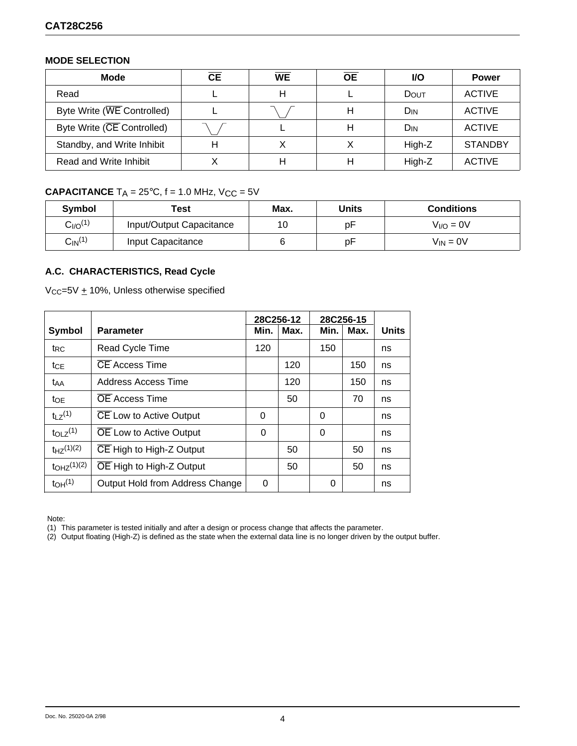## MODE SELECTION

| Mode | $\overline{CE}$ | $\overline{WE}$ | $\overline{OE}$ | I/O | Power |
|---|---|---|---|---|---|
| Read | L | H | L | $D_{OUT}$ | ACTIVE |
| Byte Write ($\overline{WE}$ Controlled) | L | ⎺\_/⎺ | H | $D_{IN}$ | ACTIVE |
| Byte Write ($\overline{CE}$ Controlled) | ⎺\_/⎺ | L | H | $D_{IN}$ | ACTIVE |
| Standby, and Write Inhibit | H | X | X | High-Z | STANDBY |
| Read and Write Inhibit | X | H | H | High-Z | ACTIVE |

**CAPACITANCE** $T_A$ = 25°C, f = 1.0 MHz, $V_{CC}$ = 5V

| Symbol | Test | Max. | Units | Conditions |
|---|---|---|---|---|
| $C_{I/O}$(1) | Input/Output Capacitance | 10 | pF | $V_{I/O}$ = 0V |
| $C_{IN}$(1) | Input Capacitance | 6 | pF | $V_{IN}$ = 0V |

## A.C. CHARACTERISTICS, Read Cycle

$V_{CC}$=5V ± 10%, Unless otherwise specified

| Symbol | Parameter | 28C256-12 | | 28C256-15 | | Units |
|---|---|---|---|---|---|---|
| | | Min. | Max. | Min. | Max. | |
| $t_{RC}$ | Read Cycle Time | 120 | | 150 | | ns |
| $t_{CE}$ | $\overline{CE}$ Access Time | | 120 | | 150 | ns |
| $t_{AA}$ | Address Access Time | | 120 | | 150 | ns |
| $t_{OE}$ | $\overline{OE}$ Access Time | | 50 | | 70 | ns |
| $t_{LZ}$(1) | $\overline{CE}$ Low to Active Output | 0 | | 0 | | ns |
| $t_{OLZ}$(1) | $\overline{OE}$ Low to Active Output | 0 | | 0 | | ns |
| $t_{HZ}$(1)(2) | $\overline{CE}$ High to High-Z Output | | 50 | | 50 | ns |
| $t_{OHZ}$(1)(2) | $\overline{OE}$ High to High-Z Output | | 50 | | 50 | ns |
| $t_{OH}$(1) | Output Hold from Address Change | 0 | | 0 | | ns |

Note:

(1) This parameter is tested initially and after a design or process change that affects the parameter.

(2) Output floating (High-Z) is defined as the state when the external data line is no longer driven by the output buffer.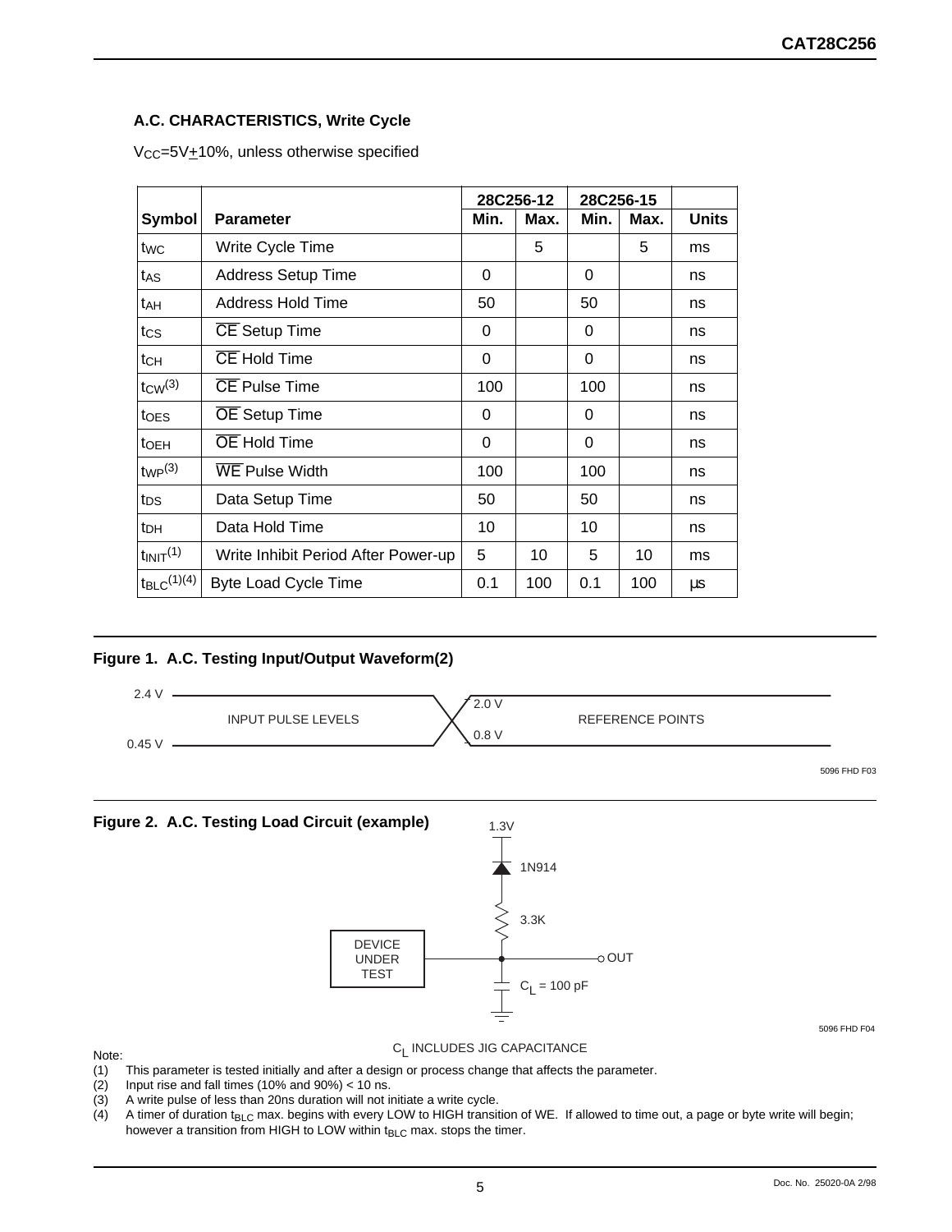## A.C. CHARACTERISTICS, Write Cycle

$V_{CC}$=5V±10%, unless otherwise specified

| | | 28C256-12 | | 28C256-15 | | |
|---|---|---|---|---|---|---|
| **Symbol** | **Parameter** | **Min.** | **Max.** | **Min.** | **Max.** | **Units** |
| $t_{WC}$ | Write Cycle Time | | 5 | | 5 | ms |
| $t_{AS}$ | Address Setup Time | 0 | | 0 | | ns |
| $t_{AH}$ | Address Hold Time | 50 | | 50 | | ns |
| $t_{CS}$ | $\overline{CE}$ Setup Time | 0 | | 0 | | ns |
| $t_{CH}$ | $\overline{CE}$ Hold Time | 0 | | 0 | | ns |
| $t_{CW}$(3) | $\overline{CE}$ Pulse Time | 100 | | 100 | | ns |
| $t_{OES}$ | $\overline{OE}$ Setup Time | 0 | | 0 | | ns |
| $t_{OEH}$ | $\overline{OE}$ Hold Time | 0 | | 0 | | ns |
| $t_{WP}$(3) | $\overline{WE}$ Pulse Width | 100 | | 100 | | ns |
| $t_{DS}$ | Data Setup Time | 50 | | 50 | | ns |
| $t_{DH}$ | Data Hold Time | 10 | | 10 | | ns |
| $t_{INIT}$(1) | Write Inhibit Period After Power-up | 5 | 10 | 5 | 10 | ms |
| $t_{BLC}$(1)(4) | Byte Load Cycle Time | 0.1 | 100 | 0.1 | 100 | µs |

**Figure 1. A.C. Testing Input/Output Waveform(2)**

2.4 V — INPUT PULSE LEVELS — 0.45 V; 2.0 V — REFERENCE POINTS — 0.8 V

5096 FHD F03

**Figure 2. A.C. Testing Load Circuit (example)**

1.3V, 1N914, 3.3K, DEVICE UNDER TEST, OUT, $C_L$ = 100 pF

5096 FHD F04

$C_L$ INCLUDES JIG CAPACITANCE

Note:

(1) This parameter is tested initially and after a design or process change that affects the parameter.
(2) Input rise and fall times (10% and 90%) < 10 ns.
(3) A write pulse of less than 20ns duration will not initiate a write cycle.
(4) A timer of duration $t_{BLC}$ max. begins with every LOW to HIGH transition of WE. If allowed to time out, a page or byte write will begin; however a transition from HIGH to LOW within $t_{BLC}$ max. stops the timer.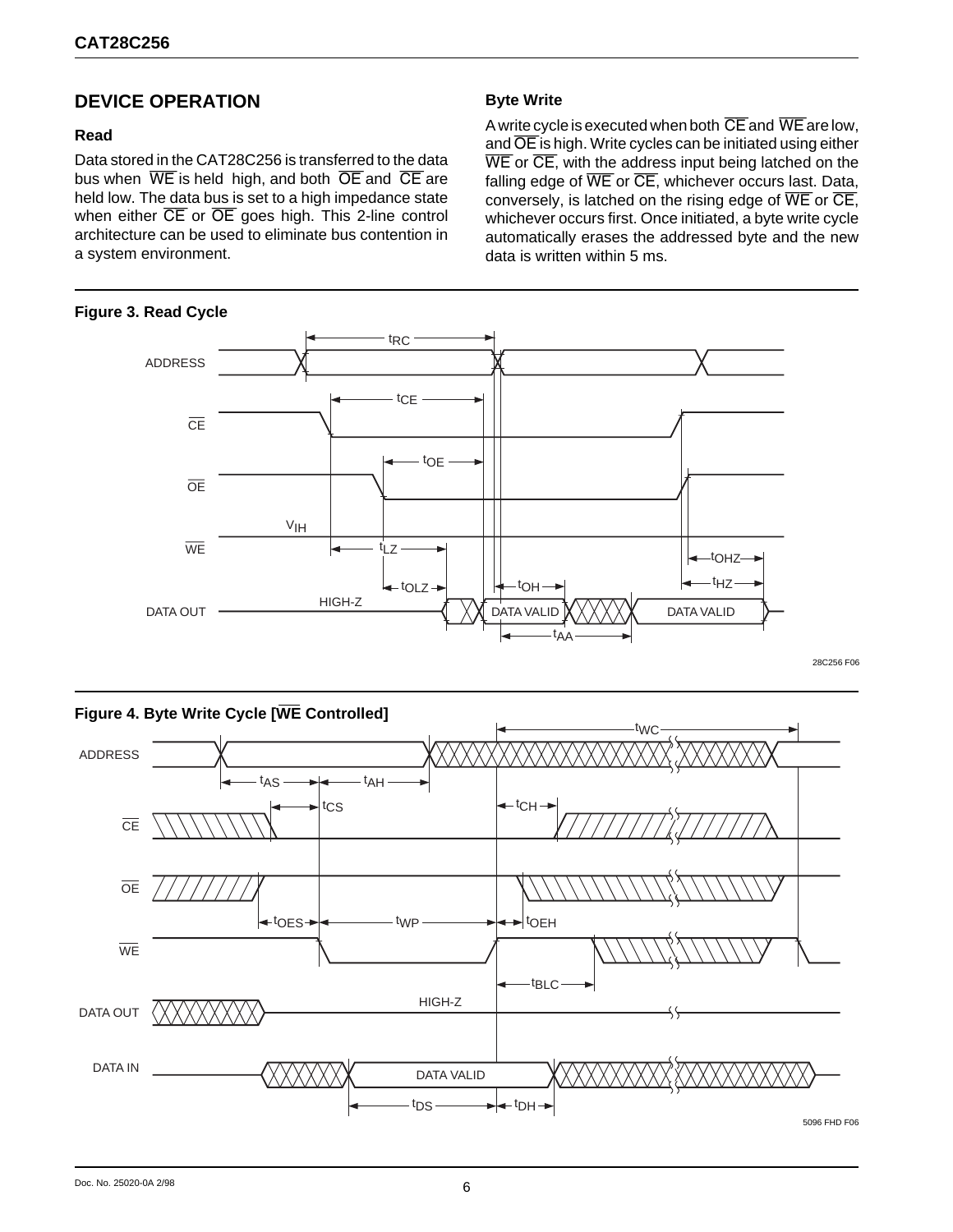## DEVICE OPERATION

### Read

Data stored in the CAT28C256 is transferred to the data bus when $\overline{WE}$ is held high, and both $\overline{OE}$ and $\overline{CE}$ are held low. The data bus is set to a high impedance state when either $\overline{CE}$ or $\overline{OE}$ goes high. This 2-line control architecture can be used to eliminate bus contention in a system environment.

### Byte Write

A write cycle is executed when both $\overline{CE}$ and $\overline{WE}$ are low, and $\overline{OE}$ is high. Write cycles can be initiated using either $\overline{WE}$ or $\overline{CE}$, with the address input being latched on the falling edge of $\overline{WE}$ or $\overline{CE}$, whichever occurs last. Data, conversely, is latched on the rising edge of $\overline{WE}$ or $\overline{CE}$, whichever occurs first. Once initiated, a byte write cycle automatically erases the addressed byte and the new data is written within 5 ms.

**Figure 3. Read Cycle**

**Figure 4. Byte Write Cycle [$\overline{WE}$ Controlled]**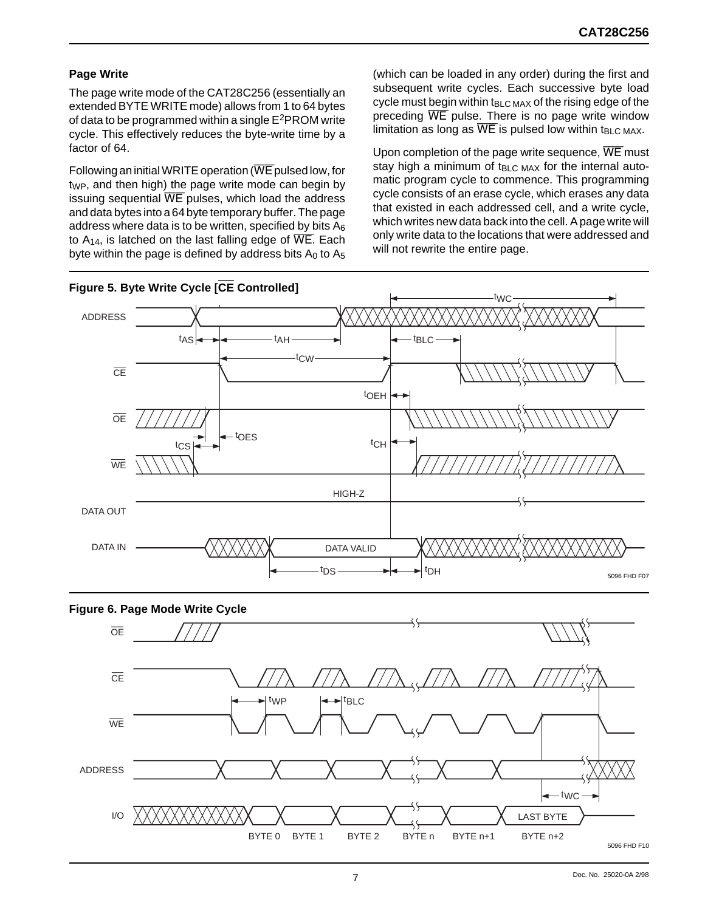## Page Write

The page write mode of the CAT28C256 (essentially an extended BYTE WRITE mode) allows from 1 to 64 bytes of data to be programmed within a single E[2]PROM write cycle. This effectively reduces the byte-write time by a factor of 64.

Following an initial WRITE operation ($\overline{WE}$ pulsed low, for $t_{WP}$, and then high) the page write mode can begin by issuing sequential $\overline{WE}$ pulses, which load the address and data bytes into a 64 byte temporary buffer. The page address where data is to be written, specified by bits $A_6$ to $A_{14}$, is latched on the last falling edge of $\overline{WE}$. Each byte within the page is defined by address bits $A_0$ to $A_5$ (which can be loaded in any order) during the first and subsequent write cycles. Each successive byte load cycle must begin within $t_{BLC\ MAX}$ of the rising edge of the preceding $\overline{WE}$ pulse. There is no page write window limitation as long as $\overline{WE}$ is pulsed low within $t_{BLC\ MAX}$.

Upon completion of the page write sequence, $\overline{WE}$ must stay high a minimum of $t_{BLC\ MAX}$ for the internal automatic program cycle to commence. This programming cycle consists of an erase cycle, which erases any data that existed in each addressed cell, and a write cycle, which writes new data back into the cell. A page write will only write data to the locations that were addressed and will not rewrite the entire page.

**Figure 5. Byte Write Cycle [$\overline{CE}$ Controlled]**

**Figure 6. Page Mode Write Cycle**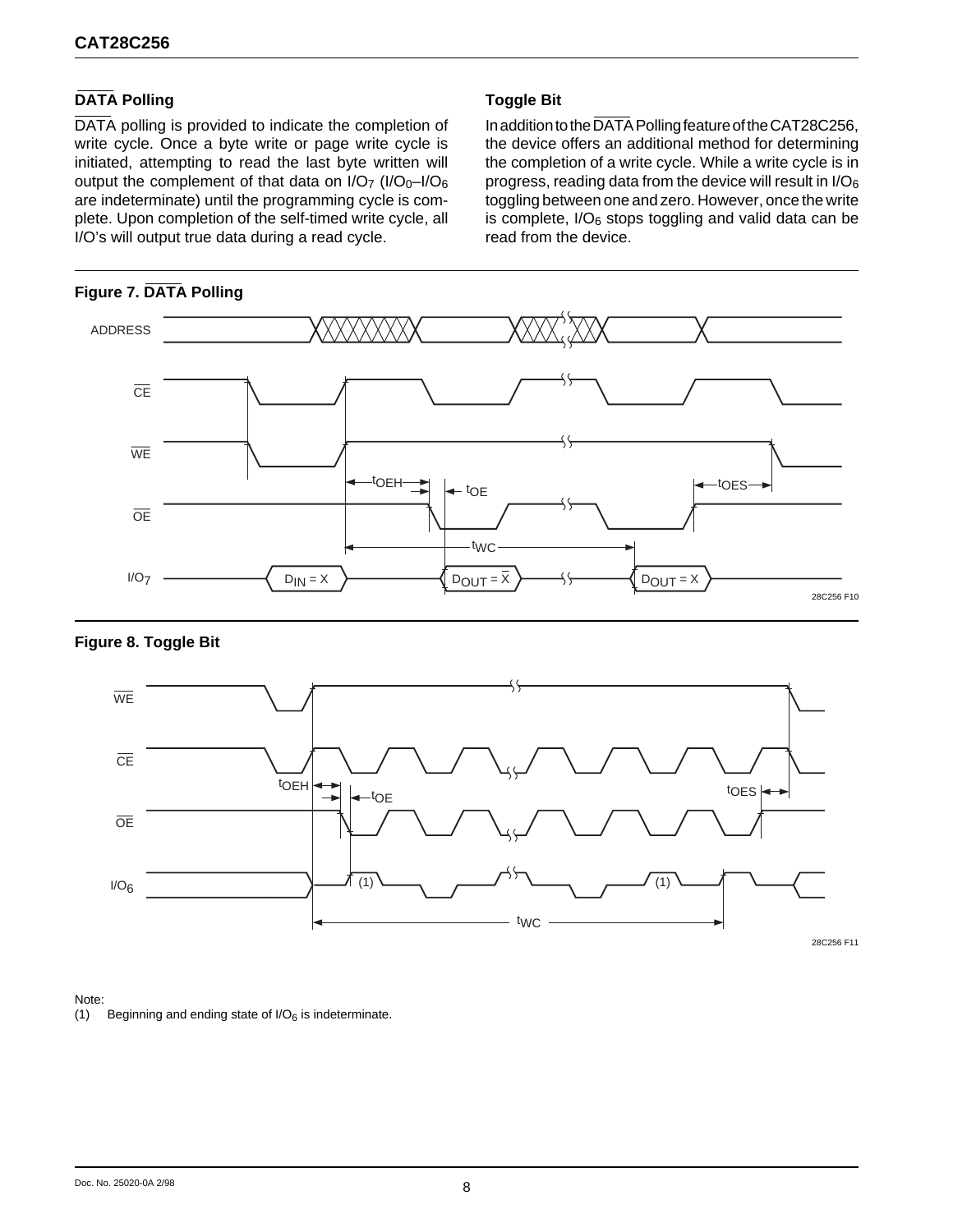## $\overline{\text{DATA}}$ Polling

$\overline{\text{DATA}}$ polling is provided to indicate the completion of write cycle. Once a byte write or page write cycle is initiated, attempting to read the last byte written will output the complement of that data on $I/O_7$ ($I/O_0$–$I/O_6$ are indeterminate) until the programming cycle is complete. Upon completion of the self-timed write cycle, all I/O's will output true data during a read cycle.

## Toggle Bit

In addition to the $\overline{\text{DATA}}$ Polling feature of the CAT28C256, the device offers an additional method for determining the completion of a write cycle. While a write cycle is in progress, reading data from the device will result in $I/O_6$ toggling between one and zero. However, once the write is complete, $I/O_6$ stops toggling and valid data can be read from the device.

**Figure 7. $\overline{\text{DATA}}$ Polling**

**Figure 8. Toggle Bit**

Note:

(1) Beginning and ending state of $I/O_6$ is indeterminate.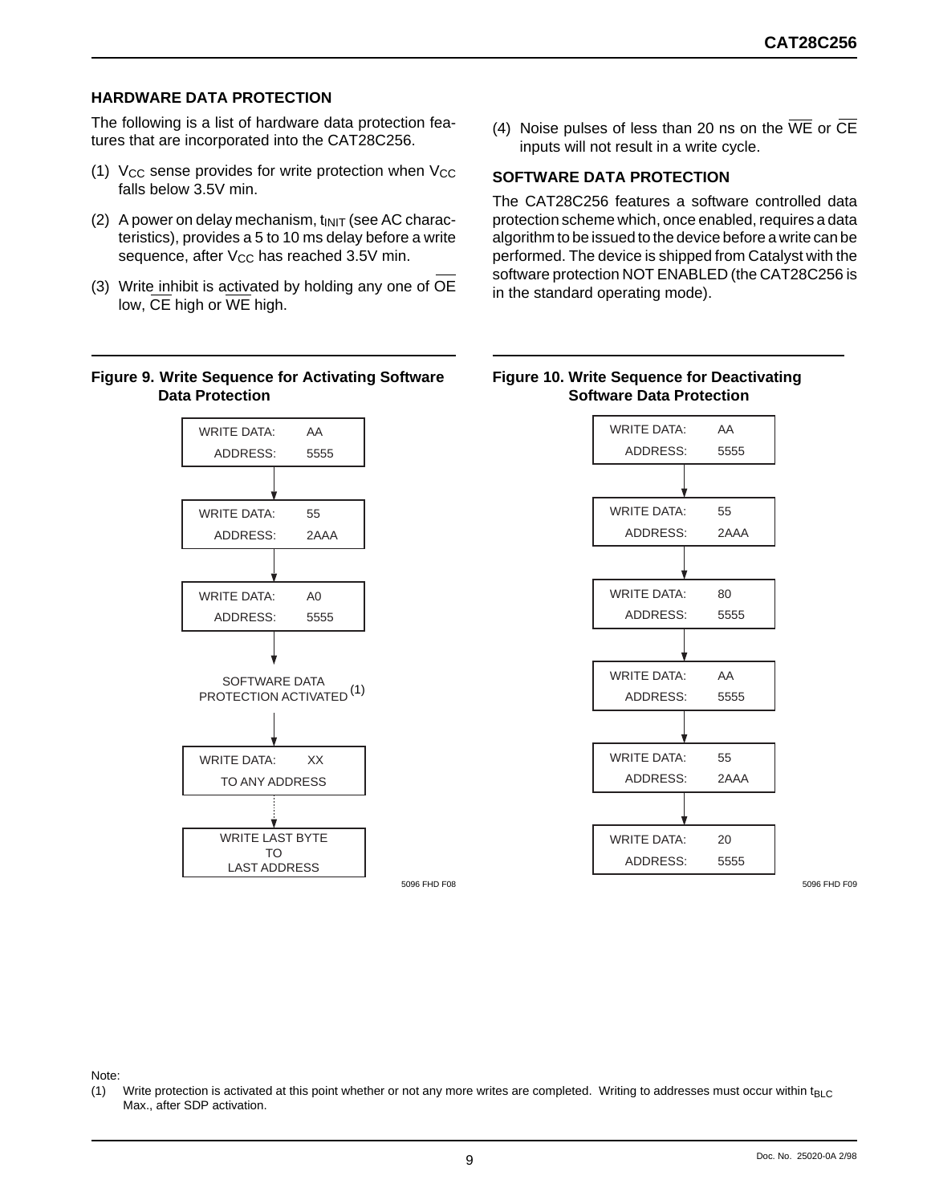## HARDWARE DATA PROTECTION

The following is a list of hardware data protection features that are incorporated into the CAT28C256.

(1) $V_{CC}$ sense provides for write protection when $V_{CC}$ falls below 3.5V min.

(2) A power on delay mechanism, $t_{INIT}$ (see AC characteristics), provides a 5 to 10 ms delay before a write sequence, after $V_{CC}$ has reached 3.5V min.

(3) Write inhibit is activated by holding any one of $\overline{OE}$ low, $\overline{CE}$ high or $\overline{WE}$ high.

(4) Noise pulses of less than 20 ns on the $\overline{WE}$ or $\overline{CE}$ inputs will not result in a write cycle.

## SOFTWARE DATA PROTECTION

The CAT28C256 features a software controlled data protection scheme which, once enabled, requires a data algorithm to be issued to the device before a write can be performed. The device is shipped from Catalyst with the software protection NOT ENABLED (the CAT28C256 is in the standard operating mode).

**Figure 9. Write Sequence for Activating Software Data Protection**

```
WRITE DATA:  AA
   ADDRESS:  5555
       |
       v
WRITE DATA:  55
   ADDRESS:  2AAA
       |
       v
WRITE DATA:  A0
   ADDRESS:  5555
       |
       v
SOFTWARE DATA
PROTECTION ACTIVATED (1)
       |
       v
WRITE DATA:  XX
 TO ANY ADDRESS
       :
       v
WRITE LAST BYTE
      TO
 LAST ADDRESS
```

5096 FHD F08

**Figure 10. Write Sequence for Deactivating Software Data Protection**

```
WRITE DATA:  AA
   ADDRESS:  5555
       |
       v
WRITE DATA:  55
   ADDRESS:  2AAA
       |
       v
WRITE DATA:  80
   ADDRESS:  5555
       |
       v
WRITE DATA:  AA
   ADDRESS:  5555
       |
       v
WRITE DATA:  55
   ADDRESS:  2AAA
       |
       v
WRITE DATA:  20
   ADDRESS:  5555
```

5096 FHD F09

Note:

(1) Write protection is activated at this point whether or not any more writes are completed. Writing to addresses must occur within $t_{BLC}$ Max., after SDP activation.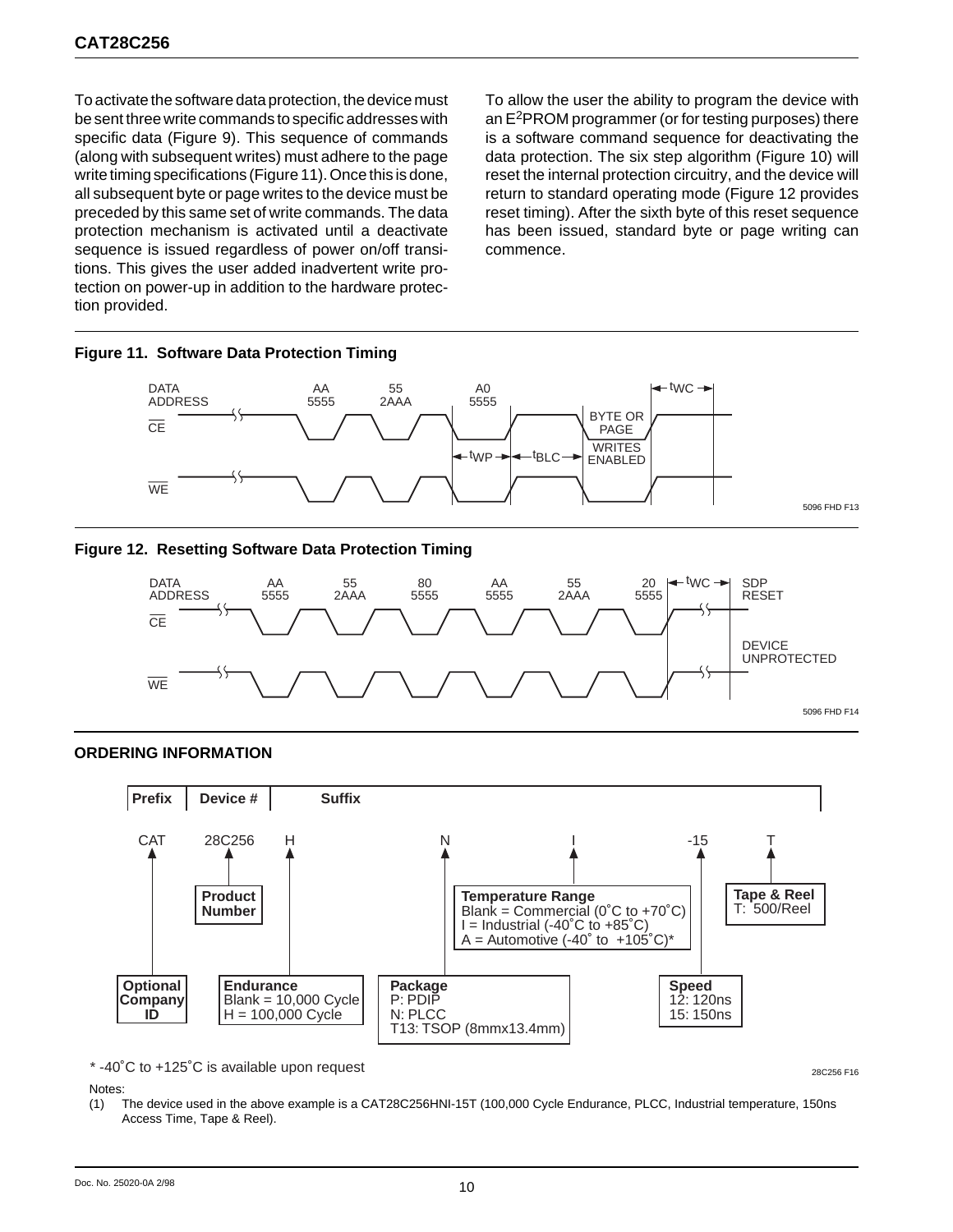To activate the software data protection, the device must be sent three write commands to specific addresses with specific data (Figure 9). This sequence of commands (along with subsequent writes) must adhere to the page write timing specifications (Figure 11). Once this is done, all subsequent byte or page writes to the device must be preceded by this same set of write commands. The data protection mechanism is activated until a deactivate sequence is issued regardless of power on/off transitions. This gives the user added inadvertent write protection on power-up in addition to the hardware protection provided.

To allow the user the ability to program the device with an $E^2$PROM programmer (or for testing purposes) there is a software command sequence for deactivating the data protection. The six step algorithm (Figure 10) will reset the internal protection circuitry, and the device will return to standard operating mode (Figure 12 provides reset timing). After the sixth byte of this reset sequence has been issued, standard byte or page writing can commence.

**Figure 11. Software Data Protection Timing**

DATA ADDRESS
AA 5555
55 2AAA
A0 5555
$t_{WC}$
CE
BYTE OR PAGE WRITES ENABLED
$t_{WP}$
$t_{BLC}$
WE

5096 FHD F13

**Figure 12. Resetting Software Data Protection Timing**

DATA ADDRESS
AA 5555
55 2AAA
80 5555
AA 5555
55 2AAA
20 5555
$t_{WC}$
SDP RESET
CE
DEVICE UNPROTECTED
WE

5096 FHD F14

## ORDERING INFORMATION

Prefix | Device # | Suffix

CAT 28C256 H N I -15 T

**Optional Company ID**

**Product Number**

**Endurance**
Blank = 10,000 Cycle
H = 100,000 Cycle

**Package**
P: PDIP
N: PLCC
T13: TSOP (8mmx13.4mm)

**Temperature Range**
Blank = Commercial (0˚C to +70˚C)
I = Industrial (-40˚C to +85˚C)
A = Automotive (-40˚ to +105˚C)*

**Speed**
12: 120ns
15: 150ns

**Tape & Reel**
T: 500/Reel

\* -40˚C to +125˚C is available upon request

28C256 F16

Notes:

(1) The device used in the above example is a CAT28C256HNI-15T (100,000 Cycle Endurance, PLCC, Industrial temperature, 150ns Access Time, Tape & Reel).

Doc. No. 25020-0A 2/98